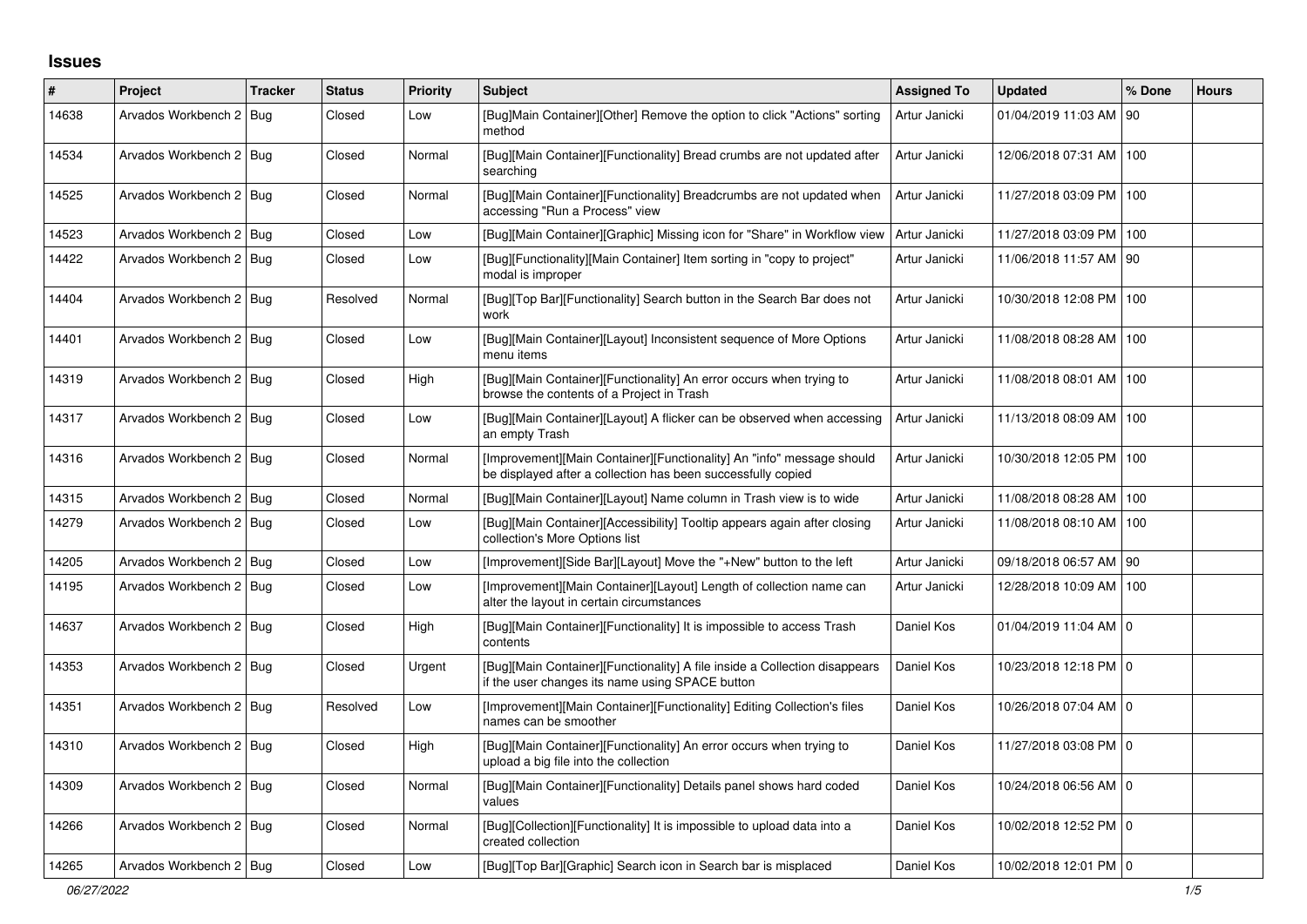## Issues

| # | Project | Tracker | Status | Priority | Subject | Assigned To | Updated | % Done | Hours |
|---|---|---|---|---|---|---|---|---|---|
| 14638 | Arvados Workbench 2 | Bug | Closed | Low | [Bug]Main Container][Other] Remove the option to click "Actions" sorting method | Artur Janicki | 01/04/2019 11:03 AM | 90 | |
| 14534 | Arvados Workbench 2 | Bug | Closed | Normal | [Bug][Main Container][Functionality] Bread crumbs are not updated after searching | Artur Janicki | 12/06/2018 07:31 AM | 100 | |
| 14525 | Arvados Workbench 2 | Bug | Closed | Normal | [Bug][Main Container][Functionality] Breadcrumbs are not updated when accessing "Run a Process" view | Artur Janicki | 11/27/2018 03:09 PM | 100 | |
| 14523 | Arvados Workbench 2 | Bug | Closed | Low | [Bug][Main Container][Graphic] Missing icon for "Share" in Workflow view | Artur Janicki | 11/27/2018 03:09 PM | 100 | |
| 14422 | Arvados Workbench 2 | Bug | Closed | Low | [Bug][Functionality][Main Container] Item sorting in "copy to project" modal is improper | Artur Janicki | 11/06/2018 11:57 AM | 90 | |
| 14404 | Arvados Workbench 2 | Bug | Resolved | Normal | [Bug][Top Bar][Functionality] Search button in the Search Bar does not work | Artur Janicki | 10/30/2018 12:08 PM | 100 | |
| 14401 | Arvados Workbench 2 | Bug | Closed | Low | [Bug][Main Container][Layout] Inconsistent sequence of More Options menu items | Artur Janicki | 11/08/2018 08:28 AM | 100 | |
| 14319 | Arvados Workbench 2 | Bug | Closed | High | [Bug][Main Container][Functionality] An error occurs when trying to browse the contents of a Project in Trash | Artur Janicki | 11/08/2018 08:01 AM | 100 | |
| 14317 | Arvados Workbench 2 | Bug | Closed | Low | [Bug][Main Container][Layout] A flicker can be observed when accessing an empty Trash | Artur Janicki | 11/13/2018 08:09 AM | 100 | |
| 14316 | Arvados Workbench 2 | Bug | Closed | Normal | [Improvement][Main Container][Functionality] An "info" message should be displayed after a collection has been successfully copied | Artur Janicki | 10/30/2018 12:05 PM | 100 | |
| 14315 | Arvados Workbench 2 | Bug | Closed | Normal | [Bug][Main Container][Layout] Name column in Trash view is to wide | Artur Janicki | 11/08/2018 08:28 AM | 100 | |
| 14279 | Arvados Workbench 2 | Bug | Closed | Low | [Bug][Main Container][Accessibility] Tooltip appears again after closing collection's More Options list | Artur Janicki | 11/08/2018 08:10 AM | 100 | |
| 14205 | Arvados Workbench 2 | Bug | Closed | Low | [Improvement][Side Bar][Layout] Move the "+New" button to the left | Artur Janicki | 09/18/2018 06:57 AM | 90 | |
| 14195 | Arvados Workbench 2 | Bug | Closed | Low | [Improvement][Main Container][Layout] Length of collection name can alter the layout in certain circumstances | Artur Janicki | 12/28/2018 10:09 AM | 100 | |
| 14637 | Arvados Workbench 2 | Bug | Closed | High | [Bug][Main Container][Functionality] It is impossible to access Trash contents | Daniel Kos | 01/04/2019 11:04 AM | 0 | |
| 14353 | Arvados Workbench 2 | Bug | Closed | Urgent | [Bug][Main Container][Functionality] A file inside a Collection disappears if the user changes its name using SPACE button | Daniel Kos | 10/23/2018 12:18 PM | 0 | |
| 14351 | Arvados Workbench 2 | Bug | Resolved | Low | [Improvement][Main Container][Functionality] Editing Collection's files names can be smoother | Daniel Kos | 10/26/2018 07:04 AM | 0 | |
| 14310 | Arvados Workbench 2 | Bug | Closed | High | [Bug][Main Container][Functionality] An error occurs when trying to upload a big file into the collection | Daniel Kos | 11/27/2018 03:08 PM | 0 | |
| 14309 | Arvados Workbench 2 | Bug | Closed | Normal | [Bug][Main Container][Functionality] Details panel shows hard coded values | Daniel Kos | 10/24/2018 06:56 AM | 0 | |
| 14266 | Arvados Workbench 2 | Bug | Closed | Normal | [Bug][Collection][Functionality] It is impossible to upload data into a created collection | Daniel Kos | 10/02/2018 12:52 PM | 0 | |
| 14265 | Arvados Workbench 2 | Bug | Closed | Low | [Bug][Top Bar][Graphic] Search icon in Search bar is misplaced | Daniel Kos | 10/02/2018 12:01 PM | 0 | |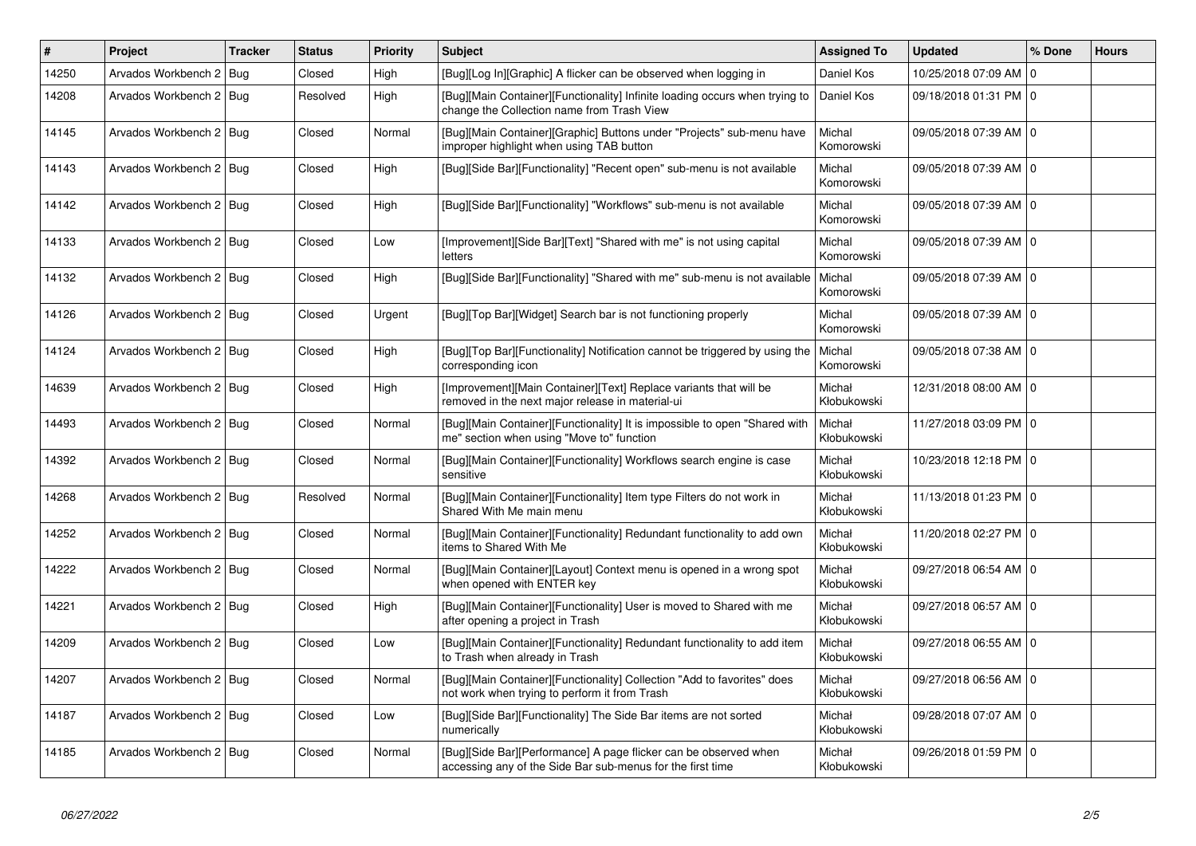| # | Project | Tracker | Status | Priority | Subject | Assigned To | Updated | % Done | Hours |
|---|---|---|---|---|---|---|---|---|---|
| 14250 | Arvados Workbench 2 | Bug | Closed | High | [Bug][Log In][Graphic] A flicker can be observed when logging in | Daniel Kos | 10/25/2018 07:09 AM | 0 | |
| 14208 | Arvados Workbench 2 | Bug | Resolved | High | [Bug][Main Container][Functionality] Infinite loading occurs when trying to change the Collection name from Trash View | Daniel Kos | 09/18/2018 01:31 PM | 0 | |
| 14145 | Arvados Workbench 2 | Bug | Closed | Normal | [Bug][Main Container][Graphic] Buttons under "Projects" sub-menu have improper highlight when using TAB button | Michal Komorowski | 09/05/2018 07:39 AM | 0 | |
| 14143 | Arvados Workbench 2 | Bug | Closed | High | [Bug][Side Bar][Functionality] "Recent open" sub-menu is not available | Michal Komorowski | 09/05/2018 07:39 AM | 0 | |
| 14142 | Arvados Workbench 2 | Bug | Closed | High | [Bug][Side Bar][Functionality] "Workflows" sub-menu is not available | Michal Komorowski | 09/05/2018 07:39 AM | 0 | |
| 14133 | Arvados Workbench 2 | Bug | Closed | Low | [Improvement][Side Bar][Text] "Shared with me" is not using capital letters | Michal Komorowski | 09/05/2018 07:39 AM | 0 | |
| 14132 | Arvados Workbench 2 | Bug | Closed | High | [Bug][Side Bar][Functionality] "Shared with me" sub-menu is not available | Michal Komorowski | 09/05/2018 07:39 AM | 0 | |
| 14126 | Arvados Workbench 2 | Bug | Closed | Urgent | [Bug][Top Bar][Widget] Search bar is not functioning properly | Michal Komorowski | 09/05/2018 07:39 AM | 0 | |
| 14124 | Arvados Workbench 2 | Bug | Closed | High | [Bug][Top Bar][Functionality] Notification cannot be triggered by using the corresponding icon | Michal Komorowski | 09/05/2018 07:38 AM | 0 | |
| 14639 | Arvados Workbench 2 | Bug | Closed | High | [Improvement][Main Container][Text] Replace variants that will be removed in the next major release in material-ui | Michał Kłobukowski | 12/31/2018 08:00 AM | 0 | |
| 14493 | Arvados Workbench 2 | Bug | Closed | Normal | [Bug][Main Container][Functionality] It is impossible to open "Shared with me" section when using "Move to" function | Michał Kłobukowski | 11/27/2018 03:09 PM | 0 | |
| 14392 | Arvados Workbench 2 | Bug | Closed | Normal | [Bug][Main Container][Functionality] Workflows search engine is case sensitive | Michał Kłobukowski | 10/23/2018 12:18 PM | 0 | |
| 14268 | Arvados Workbench 2 | Bug | Resolved | Normal | [Bug][Main Container][Functionality] Item type Filters do not work in Shared With Me main menu | Michał Kłobukowski | 11/13/2018 01:23 PM | 0 | |
| 14252 | Arvados Workbench 2 | Bug | Closed | Normal | [Bug][Main Container][Functionality] Redundant functionality to add own items to Shared With Me | Michał Kłobukowski | 11/20/2018 02:27 PM | 0 | |
| 14222 | Arvados Workbench 2 | Bug | Closed | Normal | [Bug][Main Container][Layout] Context menu is opened in a wrong spot when opened with ENTER key | Michał Kłobukowski | 09/27/2018 06:54 AM | 0 | |
| 14221 | Arvados Workbench 2 | Bug | Closed | High | [Bug][Main Container][Functionality] User is moved to Shared with me after opening a project in Trash | Michał Kłobukowski | 09/27/2018 06:57 AM | 0 | |
| 14209 | Arvados Workbench 2 | Bug | Closed | Low | [Bug][Main Container][Functionality] Redundant functionality to add item to Trash when already in Trash | Michał Kłobukowski | 09/27/2018 06:55 AM | 0 | |
| 14207 | Arvados Workbench 2 | Bug | Closed | Normal | [Bug][Main Container][Functionality] Collection "Add to favorites" does not work when trying to perform it from Trash | Michał Kłobukowski | 09/27/2018 06:56 AM | 0 | |
| 14187 | Arvados Workbench 2 | Bug | Closed | Low | [Bug][Side Bar][Functionality] The Side Bar items are not sorted numerically | Michał Kłobukowski | 09/28/2018 07:07 AM | 0 | |
| 14185 | Arvados Workbench 2 | Bug | Closed | Normal | [Bug][Side Bar][Performance] A page flicker can be observed when accessing any of the Side Bar sub-menus for the first time | Michał Kłobukowski | 09/26/2018 01:59 PM | 0 | |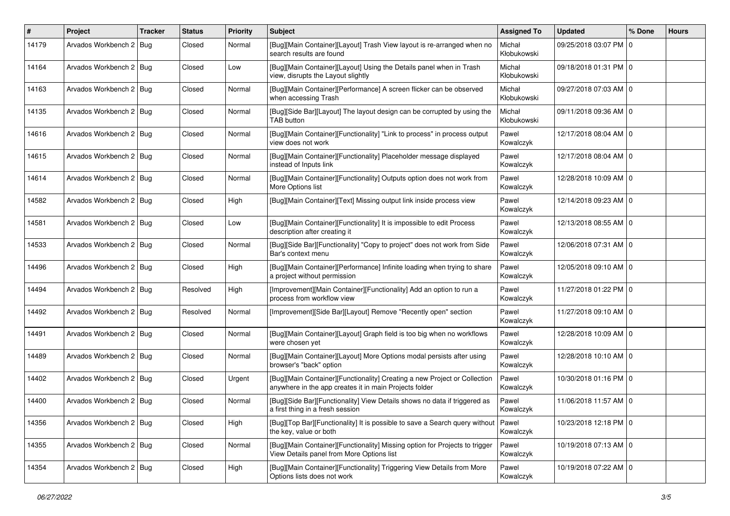| # | Project | Tracker | Status | Priority | Subject | Assigned To | Updated | % Done | Hours |
|---|---|---|---|---|---|---|---|---|---|
| 14179 | Arvados Workbench 2 | Bug | Closed | Normal | [Bug][Main Container][Layout] Trash View layout is re-arranged when no search results are found | Michał Kłobukowski | 09/25/2018 03:07 PM | 0 | |
| 14164 | Arvados Workbench 2 | Bug | Closed | Low | [Bug][Main Container][Layout] Using the Details panel when in Trash view, disrupts the Layout slightly | Michał Kłobukowski | 09/18/2018 01:31 PM | 0 | |
| 14163 | Arvados Workbench 2 | Bug | Closed | Normal | [Bug][Main Container][Performance] A screen flicker can be observed when accessing Trash | Michał Kłobukowski | 09/27/2018 07:03 AM | 0 | |
| 14135 | Arvados Workbench 2 | Bug | Closed | Normal | [Bug][Side Bar][Layout] The layout design can be corrupted by using the TAB button | Michał Kłobukowski | 09/11/2018 09:36 AM | 0 | |
| 14616 | Arvados Workbench 2 | Bug | Closed | Normal | [Bug][Main Container][Functionality] "Link to process" in process output view does not work | Pawel Kowalczyk | 12/17/2018 08:04 AM | 0 | |
| 14615 | Arvados Workbench 2 | Bug | Closed | Normal | [Bug][Main Container][Functionality] Placeholder message displayed instead of Inputs link | Pawel Kowalczyk | 12/17/2018 08:04 AM | 0 | |
| 14614 | Arvados Workbench 2 | Bug | Closed | Normal | [Bug][Main Container][Functionality] Outputs option does not work from More Options list | Pawel Kowalczyk | 12/28/2018 10:09 AM | 0 | |
| 14582 | Arvados Workbench 2 | Bug | Closed | High | [Bug][Main Container][Text] Missing output link inside process view | Pawel Kowalczyk | 12/14/2018 09:23 AM | 0 | |
| 14581 | Arvados Workbench 2 | Bug | Closed | Low | [Bug][Main Container][Functionality] It is impossible to edit Process description after creating it | Pawel Kowalczyk | 12/13/2018 08:55 AM | 0 | |
| 14533 | Arvados Workbench 2 | Bug | Closed | Normal | [Bug][Side Bar][Functionality] "Copy to project" does not work from Side Bar's context menu | Pawel Kowalczyk | 12/06/2018 07:31 AM | 0 | |
| 14496 | Arvados Workbench 2 | Bug | Closed | High | [Bug][Main Container][Performance] Infinite loading when trying to share a project without permission | Pawel Kowalczyk | 12/05/2018 09:10 AM | 0 | |
| 14494 | Arvados Workbench 2 | Bug | Resolved | High | [Improvement][Main Container][Functionality] Add an option to run a process from workflow view | Pawel Kowalczyk | 11/27/2018 01:22 PM | 0 | |
| 14492 | Arvados Workbench 2 | Bug | Resolved | Normal | [Improvement][Side Bar][Layout] Remove "Recently open" section | Pawel Kowalczyk | 11/27/2018 09:10 AM | 0 | |
| 14491 | Arvados Workbench 2 | Bug | Closed | Normal | [Bug][Main Container][Layout] Graph field is too big when no workflows were chosen yet | Pawel Kowalczyk | 12/28/2018 10:09 AM | 0 | |
| 14489 | Arvados Workbench 2 | Bug | Closed | Normal | [Bug][Main Container][Layout] More Options modal persists after using browser's "back" option | Pawel Kowalczyk | 12/28/2018 10:10 AM | 0 | |
| 14402 | Arvados Workbench 2 | Bug | Closed | Urgent | [Bug][Main Container][Functionality] Creating a new Project or Collection anywhere in the app creates it in main Projects folder | Pawel Kowalczyk | 10/30/2018 01:16 PM | 0 | |
| 14400 | Arvados Workbench 2 | Bug | Closed | Normal | [Bug][Side Bar][Functionality] View Details shows no data if triggered as a first thing in a fresh session | Pawel Kowalczyk | 11/06/2018 11:57 AM | 0 | |
| 14356 | Arvados Workbench 2 | Bug | Closed | High | [Bug][Top Bar][Functionality] It is possible to save a Search query without the key, value or both | Pawel Kowalczyk | 10/23/2018 12:18 PM | 0 | |
| 14355 | Arvados Workbench 2 | Bug | Closed | Normal | [Bug][Main Container][Functionality] Missing option for Projects to trigger View Details panel from More Options list | Pawel Kowalczyk | 10/19/2018 07:13 AM | 0 | |
| 14354 | Arvados Workbench 2 | Bug | Closed | High | [Bug][Main Container][Functionality] Triggering View Details from More Options lists does not work | Pawel Kowalczyk | 10/19/2018 07:22 AM | 0 | |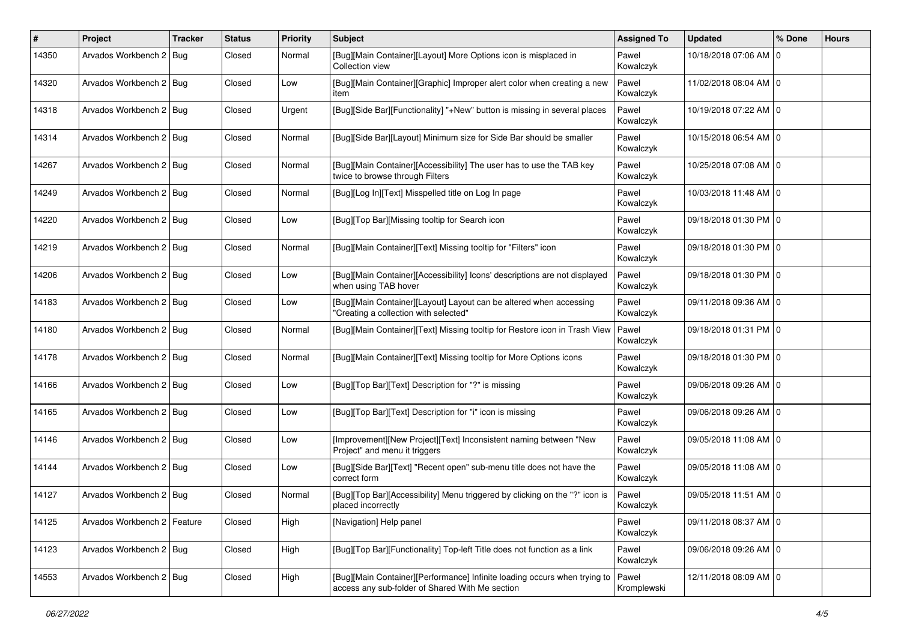| # | Project | Tracker | Status | Priority | Subject | Assigned To | Updated | % Done | Hours |
|---|---|---|---|---|---|---|---|---|---|
| 14350 | Arvados Workbench 2 | Bug | Closed | Normal | [Bug][Main Container][Layout] More Options icon is misplaced in Collection view | Pawel Kowalczyk | 10/18/2018 07:06 AM | 0 | |
| 14320 | Arvados Workbench 2 | Bug | Closed | Low | [Bug][Main Container][Graphic] Improper alert color when creating a new item | Pawel Kowalczyk | 11/02/2018 08:04 AM | 0 | |
| 14318 | Arvados Workbench 2 | Bug | Closed | Urgent | [Bug][Side Bar][Functionality] "+New" button is missing in several places | Pawel Kowalczyk | 10/19/2018 07:22 AM | 0 | |
| 14314 | Arvados Workbench 2 | Bug | Closed | Normal | [Bug][Side Bar][Layout] Minimum size for Side Bar should be smaller | Pawel Kowalczyk | 10/15/2018 06:54 AM | 0 | |
| 14267 | Arvados Workbench 2 | Bug | Closed | Normal | [Bug][Main Container][Accessibility] The user has to use the TAB key twice to browse through Filters | Pawel Kowalczyk | 10/25/2018 07:08 AM | 0 | |
| 14249 | Arvados Workbench 2 | Bug | Closed | Normal | [Bug][Log In][Text] Misspelled title on Log In page | Pawel Kowalczyk | 10/03/2018 11:48 AM | 0 | |
| 14220 | Arvados Workbench 2 | Bug | Closed | Low | [Bug][Top Bar][Missing tooltip for Search icon | Pawel Kowalczyk | 09/18/2018 01:30 PM | 0 | |
| 14219 | Arvados Workbench 2 | Bug | Closed | Normal | [Bug][Main Container][Text] Missing tooltip for "Filters" icon | Pawel Kowalczyk | 09/18/2018 01:30 PM | 0 | |
| 14206 | Arvados Workbench 2 | Bug | Closed | Low | [Bug][Main Container][Accessibility] Icons' descriptions are not displayed when using TAB hover | Pawel Kowalczyk | 09/18/2018 01:30 PM | 0 | |
| 14183 | Arvados Workbench 2 | Bug | Closed | Low | [Bug][Main Container][Layout] Layout can be altered when accessing "Creating a collection with selected" | Pawel Kowalczyk | 09/11/2018 09:36 AM | 0 | |
| 14180 | Arvados Workbench 2 | Bug | Closed | Normal | [Bug][Main Container][Text] Missing tooltip for Restore icon in Trash View | Pawel Kowalczyk | 09/18/2018 01:31 PM | 0 | |
| 14178 | Arvados Workbench 2 | Bug | Closed | Normal | [Bug][Main Container][Text] Missing tooltip for More Options icons | Pawel Kowalczyk | 09/18/2018 01:30 PM | 0 | |
| 14166 | Arvados Workbench 2 | Bug | Closed | Low | [Bug][Top Bar][Text] Description for "?" is missing | Pawel Kowalczyk | 09/06/2018 09:26 AM | 0 | |
| 14165 | Arvados Workbench 2 | Bug | Closed | Low | [Bug][Top Bar][Text] Description for "i" icon is missing | Pawel Kowalczyk | 09/06/2018 09:26 AM | 0 | |
| 14146 | Arvados Workbench 2 | Bug | Closed | Low | [Improvement][New Project][Text] Inconsistent naming between "New Project" and menu it triggers | Pawel Kowalczyk | 09/05/2018 11:08 AM | 0 | |
| 14144 | Arvados Workbench 2 | Bug | Closed | Low | [Bug][Side Bar][Text] "Recent open" sub-menu title does not have the correct form | Pawel Kowalczyk | 09/05/2018 11:08 AM | 0 | |
| 14127 | Arvados Workbench 2 | Bug | Closed | Normal | [Bug][Top Bar][Accessibility] Menu triggered by clicking on the "?" icon is placed incorrectly | Pawel Kowalczyk | 09/05/2018 11:51 AM | 0 | |
| 14125 | Arvados Workbench 2 | Feature | Closed | High | [Navigation] Help panel | Pawel Kowalczyk | 09/11/2018 08:37 AM | 0 | |
| 14123 | Arvados Workbench 2 | Bug | Closed | High | [Bug][Top Bar][Functionality] Top-left Title does not function as a link | Pawel Kowalczyk | 09/06/2018 09:26 AM | 0 | |
| 14553 | Arvados Workbench 2 | Bug | Closed | High | [Bug][Main Container][Performance] Infinite loading occurs when trying to access any sub-folder of Shared With Me section | Paweł Kromplewski | 12/11/2018 08:09 AM | 0 | |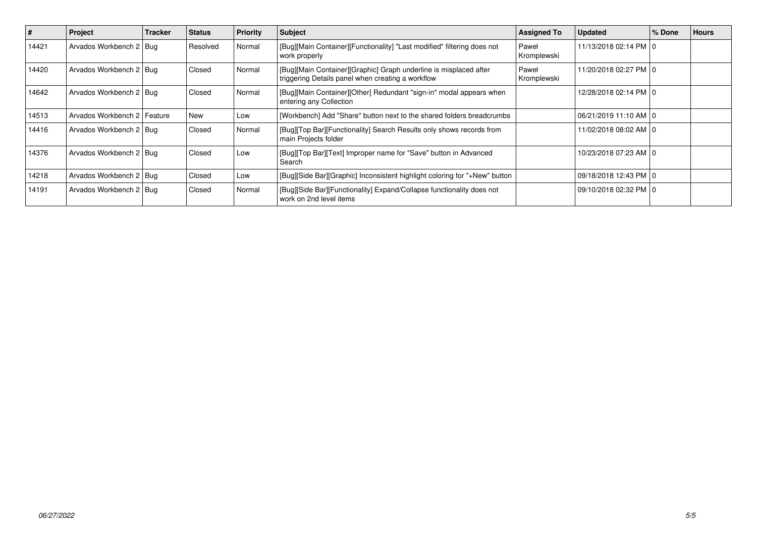| # | Project | Tracker | Status | Priority | Subject | Assigned To | Updated | % Done | Hours |
|---|---|---|---|---|---|---|---|---|---|
| 14421 | Arvados Workbench 2 | Bug | Resolved | Normal | [Bug][Main Container][Functionality] "Last modified" filtering does not work properly | Paweł Kromplewski | 11/13/2018 02:14 PM | 0 | |
| 14420 | Arvados Workbench 2 | Bug | Closed | Normal | [Bug][Main Container][Graphic] Graph underline is misplaced after triggering Details panel when creating a workflow | Paweł Kromplewski | 11/20/2018 02:27 PM | 0 | |
| 14642 | Arvados Workbench 2 | Bug | Closed | Normal | [Bug][Main Container][Other] Redundant "sign-in" modal appears when entering any Collection | | 12/28/2018 02:14 PM | 0 | |
| 14513 | Arvados Workbench 2 | Feature | New | Low | [Workbench] Add "Share" button next to the shared folders breadcrumbs | | 06/21/2019 11:10 AM | 0 | |
| 14416 | Arvados Workbench 2 | Bug | Closed | Normal | [Bug][Top Bar][Functionality] Search Results only shows records from main Projects folder | | 11/02/2018 08:02 AM | 0 | |
| 14376 | Arvados Workbench 2 | Bug | Closed | Low | [Bug][Top Bar][Text] Improper name for "Save" button in Advanced Search | | 10/23/2018 07:23 AM | 0 | |
| 14218 | Arvados Workbench 2 | Bug | Closed | Low | [Bug][Side Bar][Graphic] Inconsistent highlight coloring for "+New" button | | 09/18/2018 12:43 PM | 0 | |
| 14191 | Arvados Workbench 2 | Bug | Closed | Normal | [Bug][Side Bar][Functionality] Expand/Collapse functionality does not work on 2nd level items | | 09/10/2018 02:32 PM | 0 | |